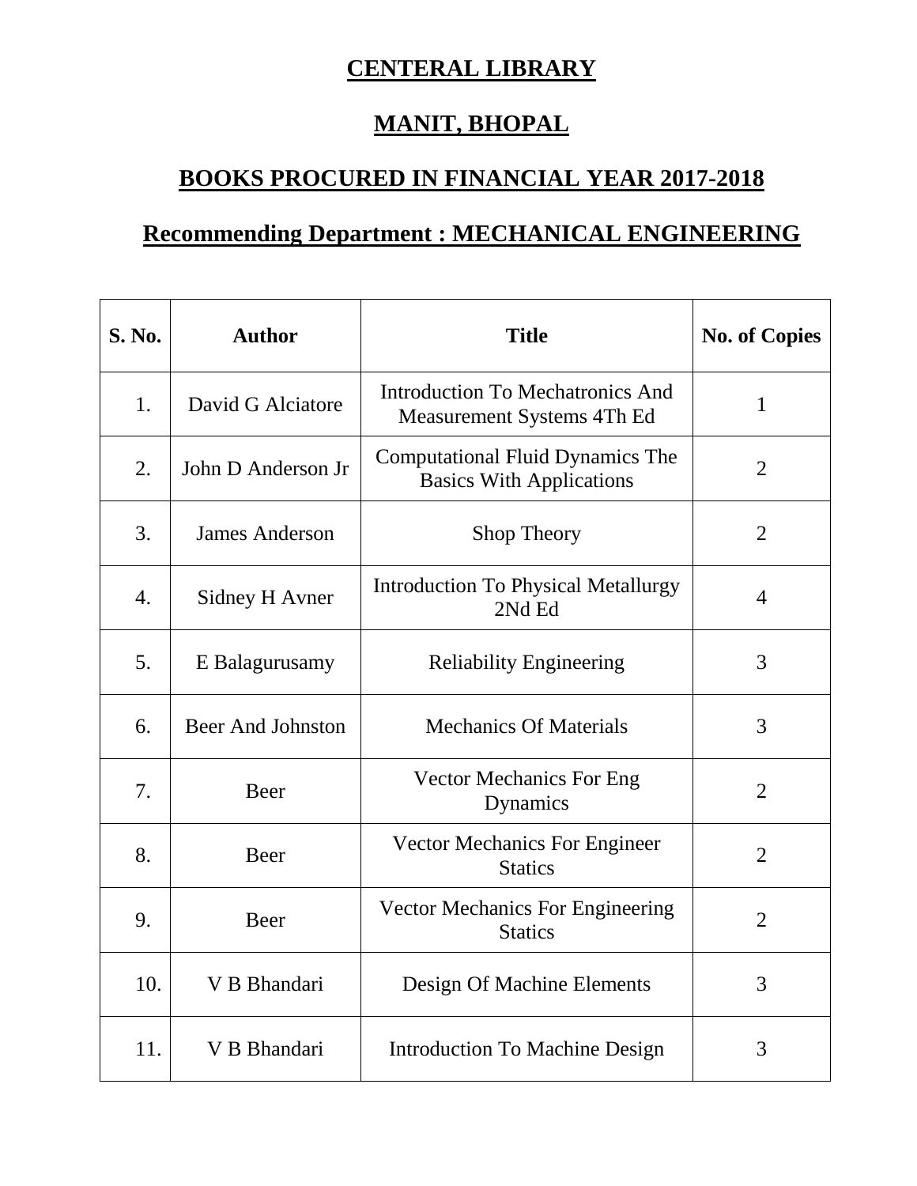# CENTERAL LIBRARY

# MANIT, BHOPAL

## BOOKS PROCURED IN FINANCIAL YEAR 2017-2018

## Recommending Department : MECHANICAL ENGINEERING

| S. No. | Author | Title | No. of Copies |
|---|---|---|---|
| 1. | David G Alciatore | Introduction To Mechatronics And Measurement Systems 4Th Ed | 1 |
| 2. | John D Anderson Jr | Computational Fluid Dynamics The Basics With Applications | 2 |
| 3. | James Anderson | Shop Theory | 2 |
| 4. | Sidney H Avner | Introduction To Physical Metallurgy 2Nd Ed | 4 |
| 5. | E Balagurusamy | Reliability Engineering | 3 |
| 6. | Beer And Johnston | Mechanics Of Materials | 3 |
| 7. | Beer | Vector Mechanics For Eng Dynamics | 2 |
| 8. | Beer | Vector Mechanics For Engineer Statics | 2 |
| 9. | Beer | Vector Mechanics For Engineering Statics | 2 |
| 10. | V B Bhandari | Design Of Machine Elements | 3 |
| 11. | V B Bhandari | Introduction To Machine Design | 3 |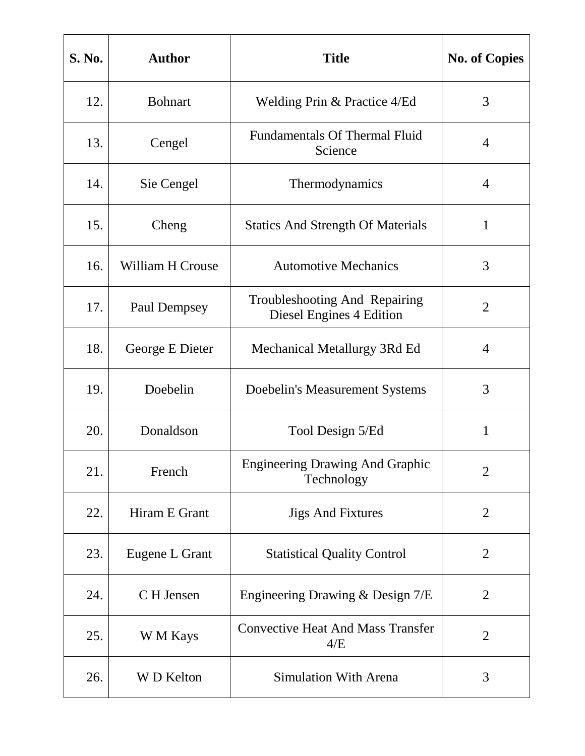| S. No. | Author | Title | No. of Copies |
|---|---|---|---|
| 12. | Bohnart | Welding Prin & Practice 4/Ed | 3 |
| 13. | Cengel | Fundamentals Of Thermal Fluid Science | 4 |
| 14. | Sie Cengel | Thermodynamics | 4 |
| 15. | Cheng | Statics And Strength Of Materials | 1 |
| 16. | William H Crouse | Automotive Mechanics | 3 |
| 17. | Paul Dempsey | Troubleshooting And Repairing Diesel Engines 4 Edition | 2 |
| 18. | George E Dieter | Mechanical Metallurgy 3Rd Ed | 4 |
| 19. | Doebelin | Doebelin's Measurement Systems | 3 |
| 20. | Donaldson | Tool Design 5/Ed | 1 |
| 21. | French | Engineering Drawing And Graphic Technology | 2 |
| 22. | Hiram E Grant | Jigs And Fixtures | 2 |
| 23. | Eugene L Grant | Statistical Quality Control | 2 |
| 24. | C H Jensen | Engineering Drawing & Design 7/E | 2 |
| 25. | W M Kays | Convective Heat And Mass Transfer 4/E | 2 |
| 26. | W D Kelton | Simulation With Arena | 3 |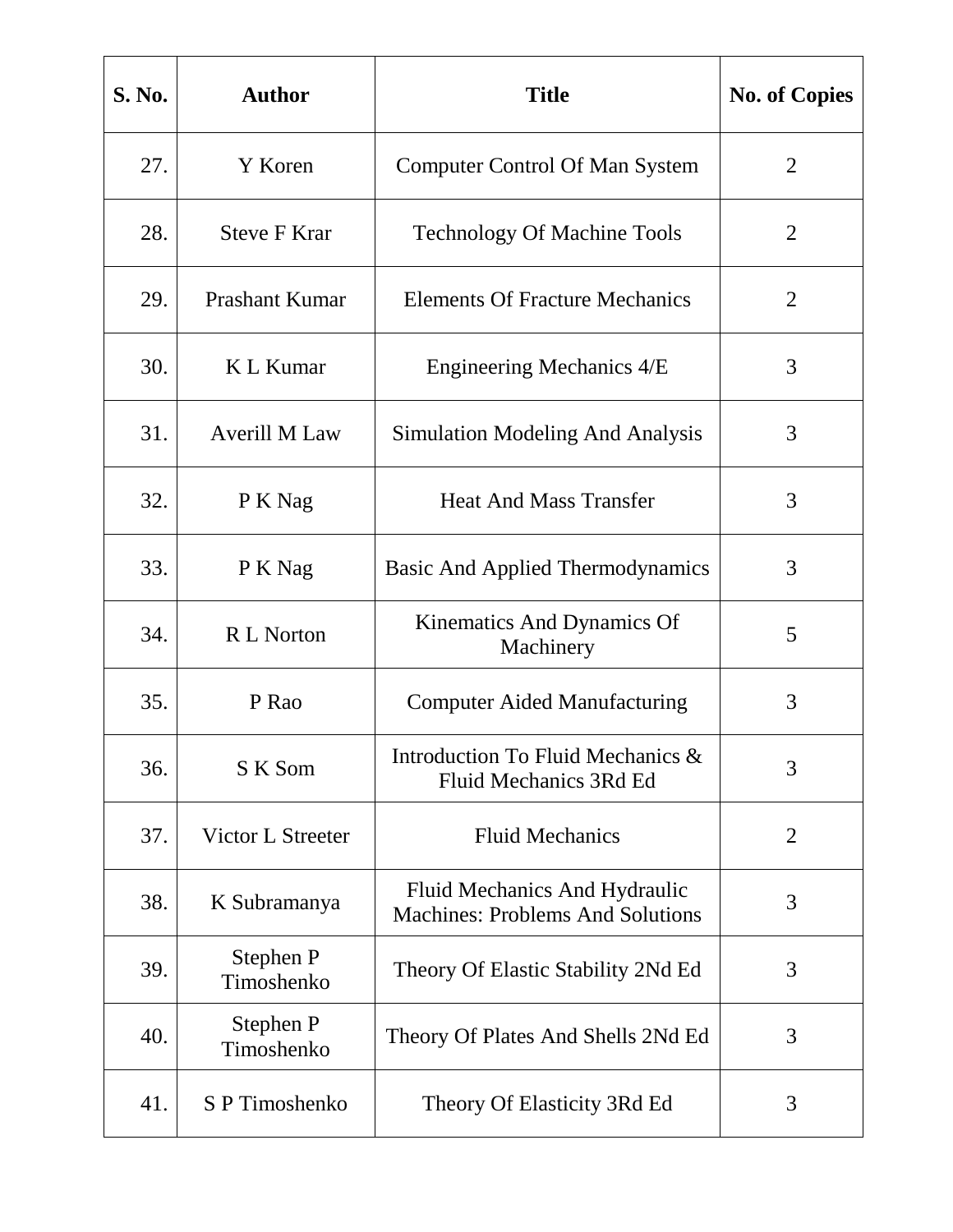| S. No. | Author | Title | No. of Copies |
|---|---|---|---|
| 27. | Y Koren | Computer Control Of Man System | 2 |
| 28. | Steve F Krar | Technology Of Machine Tools | 2 |
| 29. | Prashant Kumar | Elements Of Fracture Mechanics | 2 |
| 30. | K L Kumar | Engineering Mechanics 4/E | 3 |
| 31. | Averill M Law | Simulation Modeling And Analysis | 3 |
| 32. | P K Nag | Heat And Mass Transfer | 3 |
| 33. | P K Nag | Basic And Applied Thermodynamics | 3 |
| 34. | R L Norton | Kinematics And Dynamics Of Machinery | 5 |
| 35. | P Rao | Computer Aided Manufacturing | 3 |
| 36. | S K Som | Introduction To Fluid Mechanics & Fluid Mechanics 3Rd Ed | 3 |
| 37. | Victor L Streeter | Fluid Mechanics | 2 |
| 38. | K Subramanya | Fluid Mechanics And Hydraulic Machines: Problems And Solutions | 3 |
| 39. | Stephen P Timoshenko | Theory Of Elastic Stability 2Nd Ed | 3 |
| 40. | Stephen P Timoshenko | Theory Of Plates And Shells 2Nd Ed | 3 |
| 41. | S P Timoshenko | Theory Of Elasticity 3Rd Ed | 3 |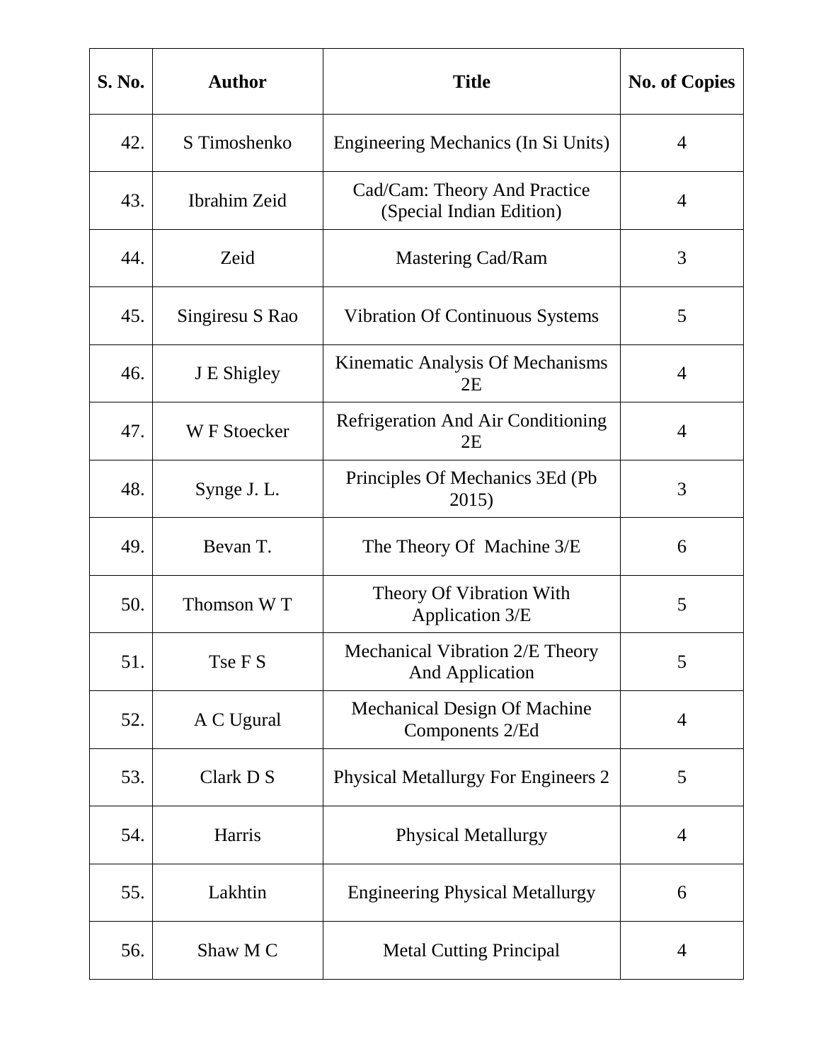| S. No. | Author | Title | No. of Copies |
|---|---|---|---|
| 42. | S Timoshenko | Engineering Mechanics (In Si Units) | 4 |
| 43. | Ibrahim Zeid | Cad/Cam: Theory And Practice (Special Indian Edition) | 4 |
| 44. | Zeid | Mastering Cad/Ram | 3 |
| 45. | Singiresu S Rao | Vibration Of Continuous Systems | 5 |
| 46. | J E Shigley | Kinematic Analysis Of Mechanisms 2E | 4 |
| 47. | W F Stoecker | Refrigeration And Air Conditioning 2E | 4 |
| 48. | Synge J. L. | Principles Of Mechanics 3Ed (Pb 2015) | 3 |
| 49. | Bevan T. | The Theory Of  Machine 3/E | 6 |
| 50. | Thomson W T | Theory Of Vibration With Application 3/E | 5 |
| 51. | Tse F S | Mechanical Vibration 2/E Theory And Application | 5 |
| 52. | A C Ugural | Mechanical Design Of Machine Components 2/Ed | 4 |
| 53. | Clark D S | Physical Metallurgy For Engineers 2 | 5 |
| 54. | Harris | Physical Metallurgy | 4 |
| 55. | Lakhtin | Engineering Physical Metallurgy | 6 |
| 56. | Shaw M C | Metal Cutting Principal | 4 |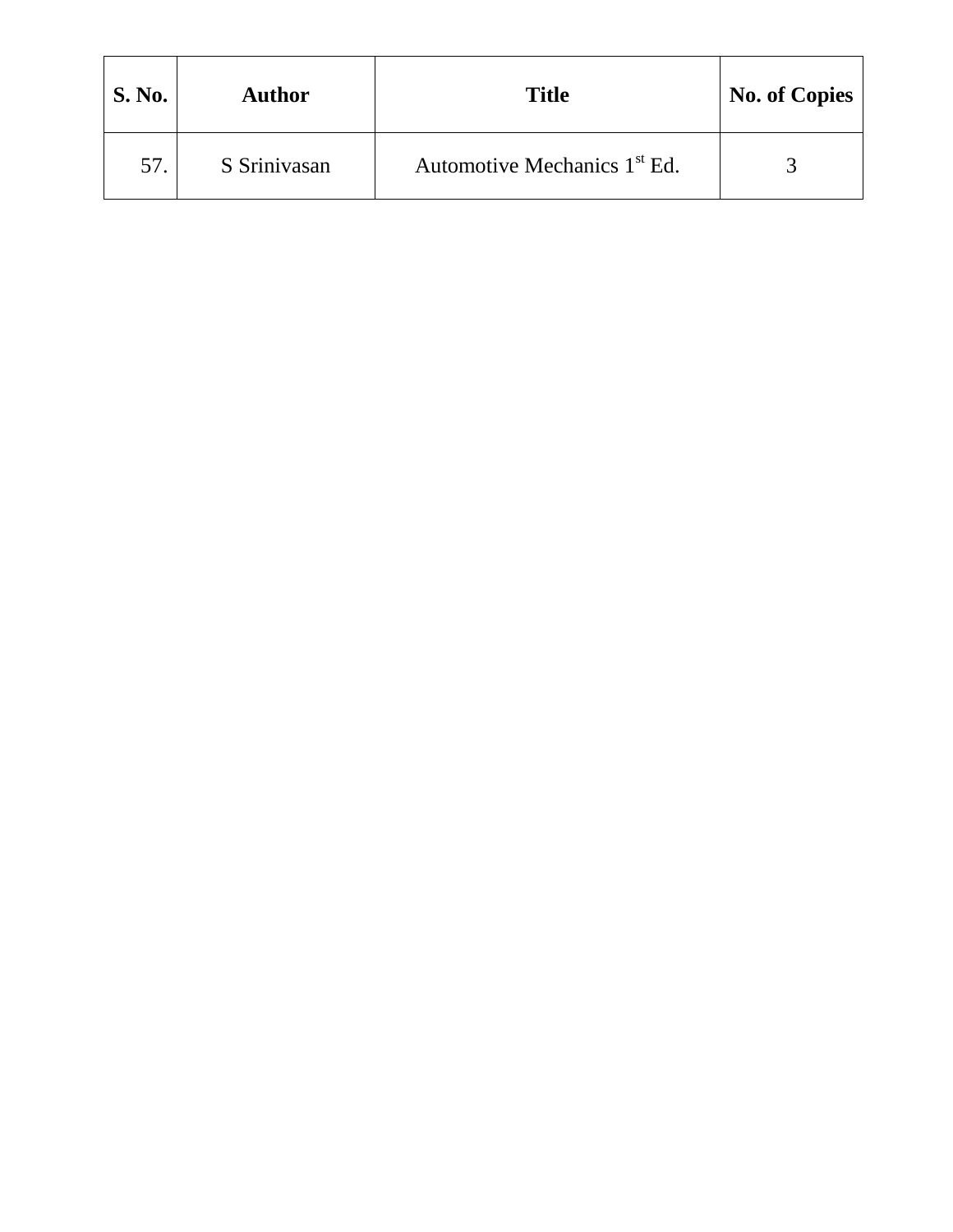| S. No. | Author | Title | No. of Copies |
|---|---|---|---|
| 57. | S Srinivasan | Automotive Mechanics 1st Ed. | 3 |